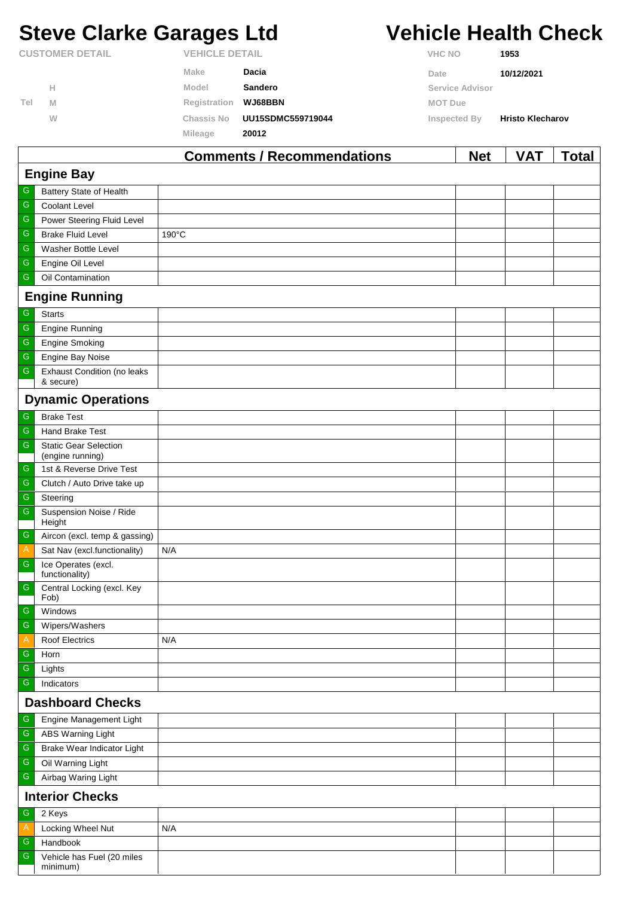# Steve Clarke Garages Ltd

# Vehicle Health Check

| CUSTOMER DETAIL | | VEHICLE DETAIL | | VHC NO | 1953 |
|---|---|---|---|---|---|
| | | Make | Dacia | Date | 10/12/2021 |
| | H | Model | Sandero | Service Advisor | |
| Tel | M | Registration | WJ68BBN | MOT Due | |
| | W | Chassis No | UU15SDMC559719044 | Inspected By | Hristo Klecharov |
| | | Mileage | 20012 | | |

| | | Comments / Recommendations | Net | VAT | Total |
|---|---|---|---|---|---|
| **Engine Bay** | | | | | |
| G | Battery State of Health | | | | |
| G | Coolant Level | | | | |
| G | Power Steering Fluid Level | | | | |
| G | Brake Fluid Level | 190°C | | | |
| G | Washer Bottle Level | | | | |
| G | Engine Oil Level | | | | |
| G | Oil Contamination | | | | |
| **Engine Running** | | | | | |
| G | Starts | | | | |
| G | Engine Running | | | | |
| G | Engine Smoking | | | | |
| G | Engine Bay Noise | | | | |
| G | Exhaust Condition (no leaks & secure) | | | | |
| **Dynamic Operations** | | | | | |
| G | Brake Test | | | | |
| G | Hand Brake Test | | | | |
| G | Static Gear Selection (engine running) | | | | |
| G | 1st & Reverse Drive Test | | | | |
| G | Clutch / Auto Drive take up | | | | |
| G | Steering | | | | |
| G | Suspension Noise / Ride Height | | | | |
| G | Aircon (excl. temp & gassing) | | | | |
| A | Sat Nav (excl.functionality) | N/A | | | |
| G | Ice Operates (excl. functionality) | | | | |
| G | Central Locking (excl. Key Fob) | | | | |
| G | Windows | | | | |
| G | Wipers/Washers | | | | |
| A | Roof Electrics | N/A | | | |
| G | Horn | | | | |
| G | Lights | | | | |
| G | Indicators | | | | |
| **Dashboard Checks** | | | | | |
| G | Engine Management Light | | | | |
| G | ABS Warning Light | | | | |
| G | Brake Wear Indicator Light | | | | |
| G | Oil Warning Light | | | | |
| G | Airbag Waring Light | | | | |
| **Interior Checks** | | | | | |
| G | 2 Keys | | | | |
| A | Locking Wheel Nut | N/A | | | |
| G | Handbook | | | | |
| G | Vehicle has Fuel (20 miles minimum) | | | | |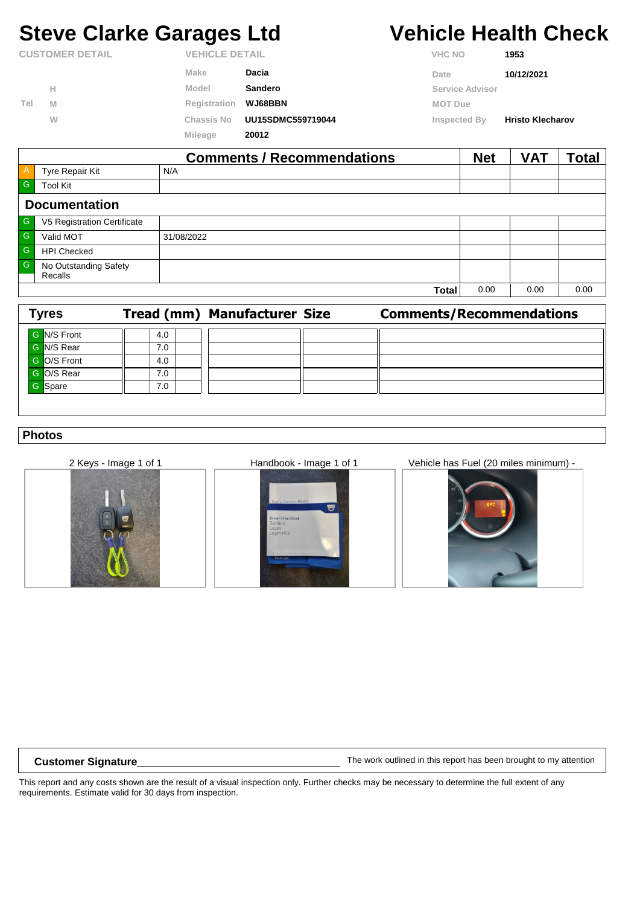# Steve Clarke Garages Ltd

# Vehicle Health Check

| CUSTOMER DETAIL | | VEHICLE DETAIL | | | |
|---|---|---|---|---|---|
| | | | | VHC NO | 1953 |
| | | Make | Dacia | Date | 10/12/2021 |
| | H | Model | Sandero | Service Advisor | |
| Tel | M | Registration | WJ68BBN | MOT Due | |
| | W | Chassis No | UU15SDMC559719044 | Inspected By | Hristo Klecharov |
| | | Mileage | 20012 | | |

| | | Comments / Recommendations | Net | VAT | Total |
|---|---|---|---|---|---|
| A | Tyre Repair Kit | N/A | | | |
| G | Tool Kit | | | | |
| **Documentation** | | | | | |
| G | V5 Registration Certificate | | | | |
| G | Valid MOT | 31/08/2022 | | | |
| G | HPI Checked | | | | |
| G | No Outstanding Safety Recalls | | | | |
| | | **Total** | 0.00 | 0.00 | 0.00 |

| Tyres | Tread (mm) | | Manufacturer | Size | Comments/Recommendations |
|---|---|---|---|---|---|
| G N/S Front | 4.0 | | | | |
| G N/S Rear | 7.0 | | | | |
| G O/S Front | 4.0 | | | | |
| G O/S Rear | 7.0 | | | | |
| G Spare | 7.0 | | | | |

## Photos

2 Keys - Image 1 of 1

Handbook - Image 1 of 1

Vehicle has Fuel (20 miles minimum) -

**Customer Signature**\_\_\_\_\_\_\_\_\_\_\_\_\_\_\_\_\_\_\_\_\_\_\_\_\_\_\_\_\_\_\_\_ The work outlined in this report has been brought to my attention

This report and any costs shown are the result of a visual inspection only. Further checks may be necessary to determine the full extent of any requirements. Estimate valid for 30 days from inspection.